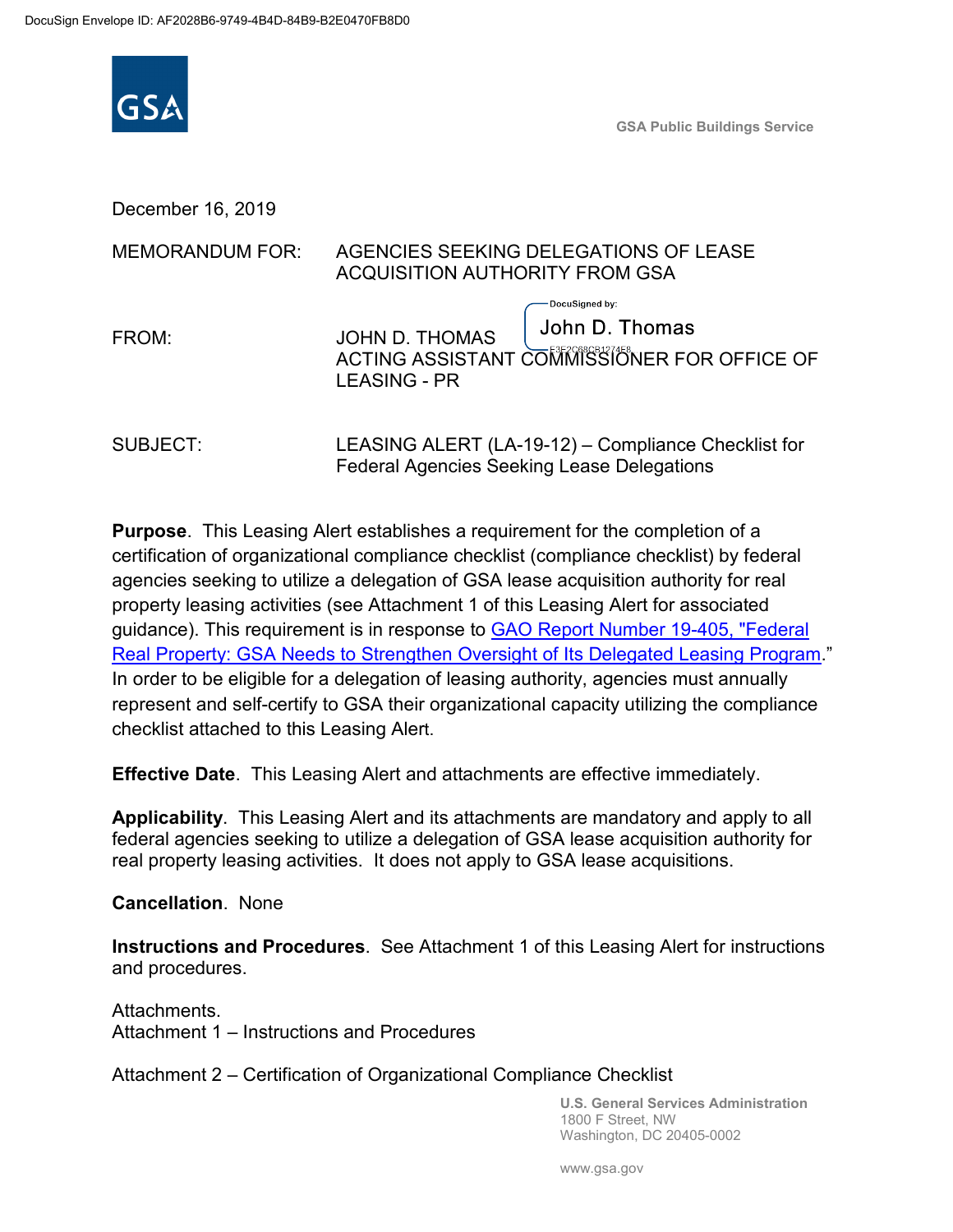DocuSign Envelope ID: AF2028B6-9749-4B4D-84B9-B2E0470FB8D0

GSA

GSA Public Buildings Service

December 16, 2019

MEMORANDUM FOR: AGENCIES SEEKING DELEGATIONS OF LEASE ACQUISITION AUTHORITY FROM GSA

FROM: JOHN D. THOMAS
ACTING ASSISTANT COMMISSIONER FOR OFFICE OF LEASING - PR

DocuSigned by: John D. Thomas
E3F2C68CB1274E8...

SUBJECT: LEASING ALERT (LA-19-12) – Compliance Checklist for Federal Agencies Seeking Lease Delegations

**Purpose**. This Leasing Alert establishes a requirement for the completion of a certification of organizational compliance checklist (compliance checklist) by federal agencies seeking to utilize a delegation of GSA lease acquisition authority for real property leasing activities (see Attachment 1 of this Leasing Alert for associated guidance). This requirement is in response to [GAO Report Number 19-405, "Federal Real Property: GSA Needs to Strengthen Oversight of Its Delegated Leasing Program](#)." In order to be eligible for a delegation of leasing authority, agencies must annually represent and self-certify to GSA their organizational capacity utilizing the compliance checklist attached to this Leasing Alert.

**Effective Date**. This Leasing Alert and attachments are effective immediately.

**Applicability**. This Leasing Alert and its attachments are mandatory and apply to all federal agencies seeking to utilize a delegation of GSA lease acquisition authority for real property leasing activities. It does not apply to GSA lease acquisitions.

**Cancellation**. None

**Instructions and Procedures**. See Attachment 1 of this Leasing Alert for instructions and procedures.

Attachments.
Attachment 1 – Instructions and Procedures

Attachment 2 – Certification of Organizational Compliance Checklist

U.S. General Services Administration
1800 F Street, NW
Washington, DC 20405-0002

www.gsa.gov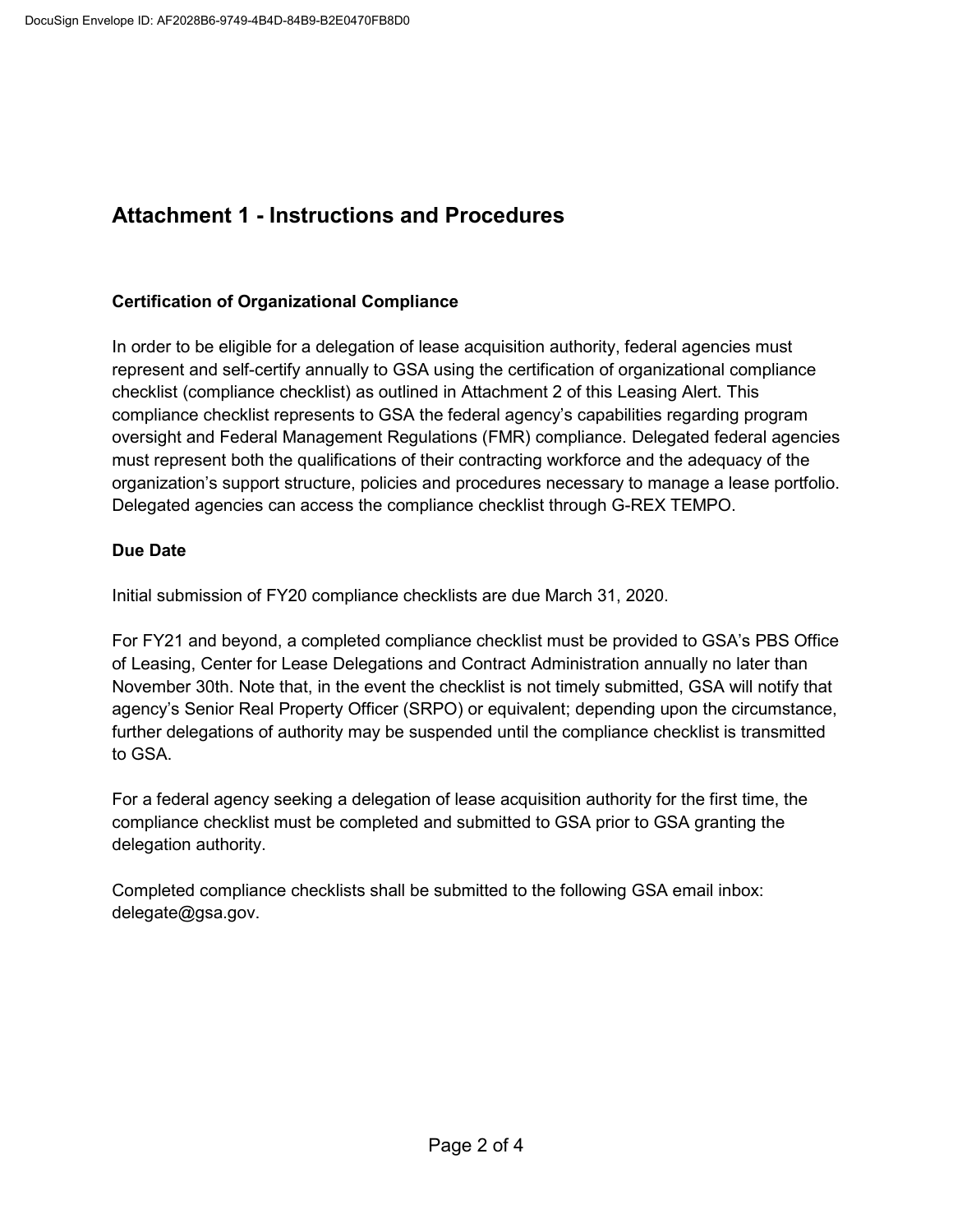## Attachment 1 - Instructions and Procedures

### Certification of Organizational Compliance

In order to be eligible for a delegation of lease acquisition authority, federal agencies must represent and self-certify annually to GSA using the certification of organizational compliance checklist (compliance checklist) as outlined in Attachment 2 of this Leasing Alert. This compliance checklist represents to GSA the federal agency's capabilities regarding program oversight and Federal Management Regulations (FMR) compliance. Delegated federal agencies must represent both the qualifications of their contracting workforce and the adequacy of the organization's support structure, policies and procedures necessary to manage a lease portfolio. Delegated agencies can access the compliance checklist through G-REX TEMPO.

### Due Date

Initial submission of FY20 compliance checklists are due March 31, 2020.

For FY21 and beyond, a completed compliance checklist must be provided to GSA's PBS Office of Leasing, Center for Lease Delegations and Contract Administration annually no later than November 30th. Note that, in the event the checklist is not timely submitted, GSA will notify that agency's Senior Real Property Officer (SRPO) or equivalent; depending upon the circumstance, further delegations of authority may be suspended until the compliance checklist is transmitted to GSA.

For a federal agency seeking a delegation of lease acquisition authority for the first time, the compliance checklist must be completed and submitted to GSA prior to GSA granting the delegation authority.

Completed compliance checklists shall be submitted to the following GSA email inbox: delegate@gsa.gov.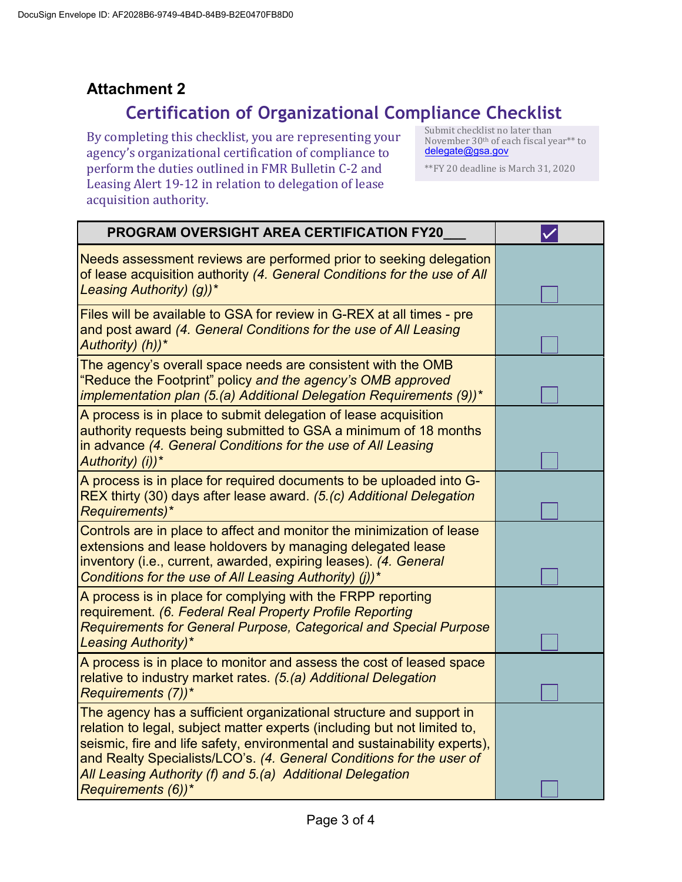DocuSign Envelope ID: AF2028B6-9749-4B4D-84B9-B2E0470FB8D0

**Attachment 2**

# Certification of Organizational Compliance Checklist

By completing this checklist, you are representing your agency's organizational certification of compliance to perform the duties outlined in FMR Bulletin C-2 and Leasing Alert 19-12 in relation to delegation of lease acquisition authority.

Submit checklist no later than November 30th of each fiscal year** to delegate@gsa.gov

**FY 20 deadline is March 31, 2020

| PROGRAM OVERSIGHT AREA CERTIFICATION FY20___ | ☑ |
|---|---|
| Needs assessment reviews are performed prior to seeking delegation of lease acquisition authority *(4. General Conditions for the use of All Leasing Authority) (g))** | ☐ |
| Files will be available to GSA for review in G-REX at all times - pre and post award *(4. General Conditions for the use of All Leasing Authority) (h))** | ☐ |
| The agency's overall space needs are consistent with the OMB "Reduce the Footprint" policy *and the agency's OMB approved implementation plan (5.(a) Additional Delegation Requirements (9))** | ☐ |
| A process is in place to submit delegation of lease acquisition authority requests being submitted to GSA a minimum of 18 months in advance *(4. General Conditions for the use of All Leasing Authority) (i))** | ☐ |
| A process is in place for required documents to be uploaded into G-REX thirty (30) days after lease award. *(5.(c) Additional Delegation Requirements)** | ☐ |
| Controls are in place to affect and monitor the minimization of lease extensions and lease holdovers by managing delegated lease inventory (i.e., current, awarded, expiring leases). *(4. General Conditions for the use of All Leasing Authority) (j))** | ☐ |
| A process is in place for complying with the FRPP reporting requirement. *(6. Federal Real Property Profile Reporting Requirements for General Purpose, Categorical and Special Purpose Leasing Authority)** | ☐ |
| A process is in place to monitor and assess the cost of leased space relative to industry market rates. *(5.(a) Additional Delegation Requirements (7))** | ☐ |
| The agency has a sufficient organizational structure and support in relation to legal, subject matter experts (including but not limited to, seismic, fire and life safety, environmental and sustainability experts), and Realty Specialists/LCO's. *(4. General Conditions for the user of All Leasing Authority (f) and 5.(a) Additional Delegation Requirements (6))** | ☐ |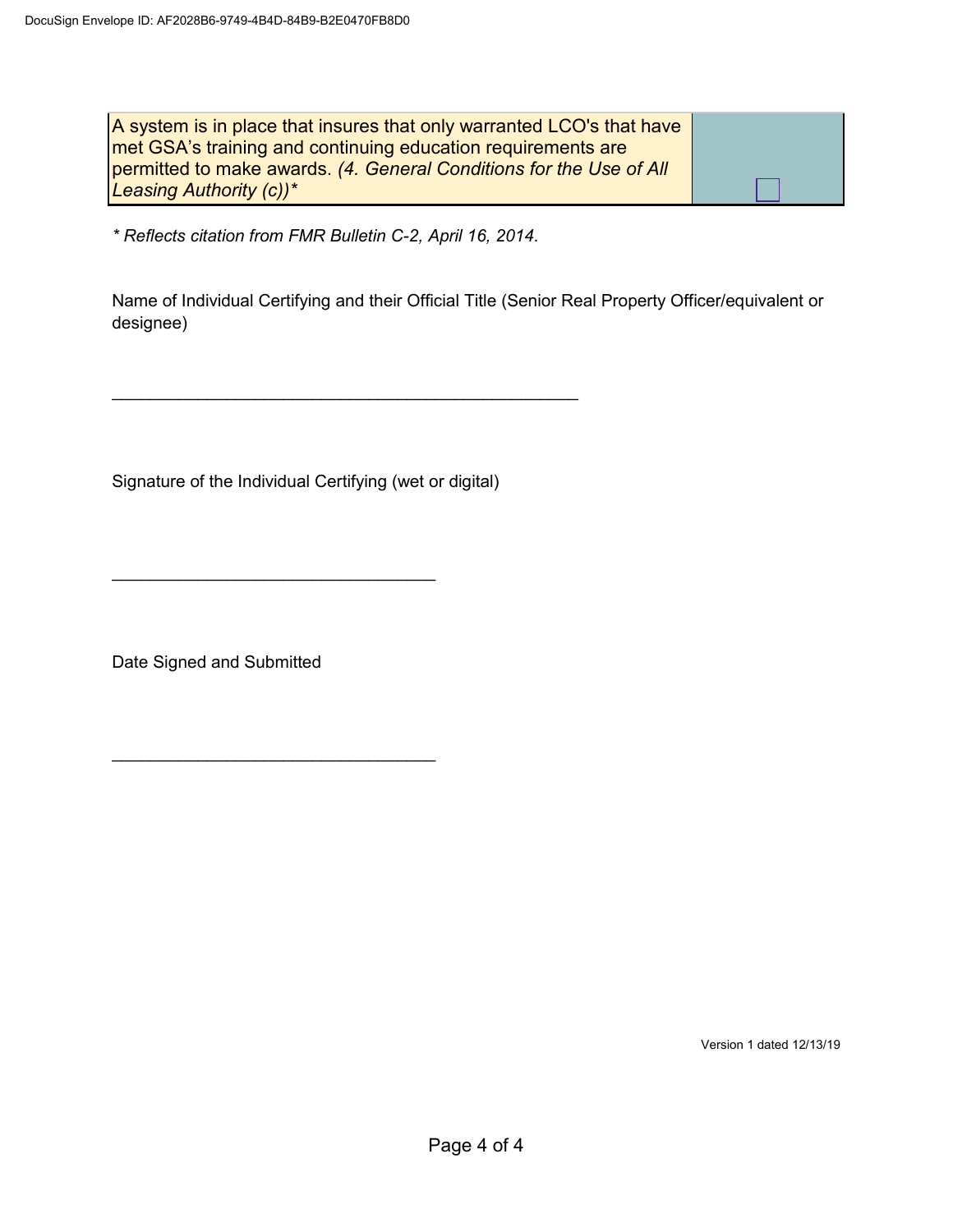| | |
|---|---|
| A system is in place that insures that only warranted LCO's that have met GSA's training and continuing education requirements are permitted to make awards. *(4. General Conditions for the Use of All Leasing Authority (c))** | ☐ |

** Reflects citation from FMR Bulletin C-2, April 16, 2014.*

Name of Individual Certifying and their Official Title (Senior Real Property Officer/equivalent or designee)

\_\_\_\_\_\_\_\_\_\_\_\_\_\_\_\_\_\_\_\_\_\_\_\_\_\_\_\_\_\_\_\_\_\_\_\_\_\_\_\_\_\_\_\_\_\_\_\_

Signature of the Individual Certifying (wet or digital)

\_\_\_\_\_\_\_\_\_\_\_\_\_\_\_\_\_\_\_\_\_\_\_\_\_\_\_\_\_\_\_\_\_\_\_

Date Signed and Submitted

\_\_\_\_\_\_\_\_\_\_\_\_\_\_\_\_\_\_\_\_\_\_\_\_\_\_\_\_\_\_\_\_\_\_\_

Version 1 dated 12/13/19